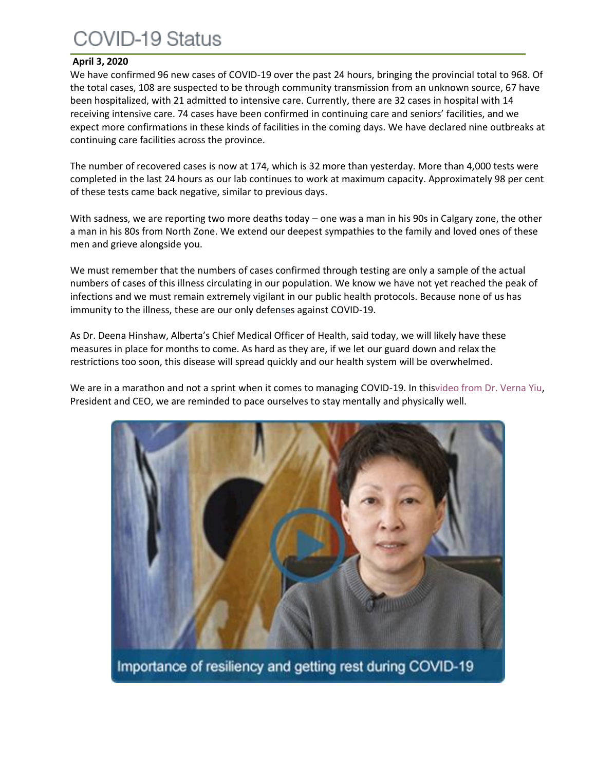# COVID-19 Status

**April 3, 2020**

We have confirmed 96 new cases of COVID-19 over the past 24 hours, bringing the provincial total to 968. Of the total cases, 108 are suspected to be through community transmission from an unknown source, 67 have been hospitalized, with 21 admitted to intensive care. Currently, there are 32 cases in hospital with 14 receiving intensive care. 74 cases have been confirmed in continuing care and seniors' facilities, and we expect more confirmations in these kinds of facilities in the coming days. We have declared nine outbreaks at continuing care facilities across the province.

The number of recovered cases is now at 174, which is 32 more than yesterday. More than 4,000 tests were completed in the last 24 hours as our lab continues to work at maximum capacity. Approximately 98 per cent of these tests came back negative, similar to previous days.

With sadness, we are reporting two more deaths today – one was a man in his 90s in Calgary zone, the other a man in his 80s from North Zone. We extend our deepest sympathies to the family and loved ones of these men and grieve alongside you.

We must remember that the numbers of cases confirmed through testing are only a sample of the actual numbers of cases of this illness circulating in our population. We know we have not yet reached the peak of infections and we must remain extremely vigilant in our public health protocols. Because none of us has immunity to the illness, these are our only defenses against COVID-19.

As Dr. Deena Hinshaw, Alberta's Chief Medical Officer of Health, said today, we will likely have these measures in place for months to come. As hard as they are, if we let our guard down and relax the restrictions too soon, this disease will spread quickly and our health system will be overwhelmed.

We are in a marathon and not a sprint when it comes to managing COVID-19. In thisvideo from Dr. Verna Yiu, President and CEO, we are reminded to pace ourselves to stay mentally and physically well.

Importance of resiliency and getting rest during COVID-19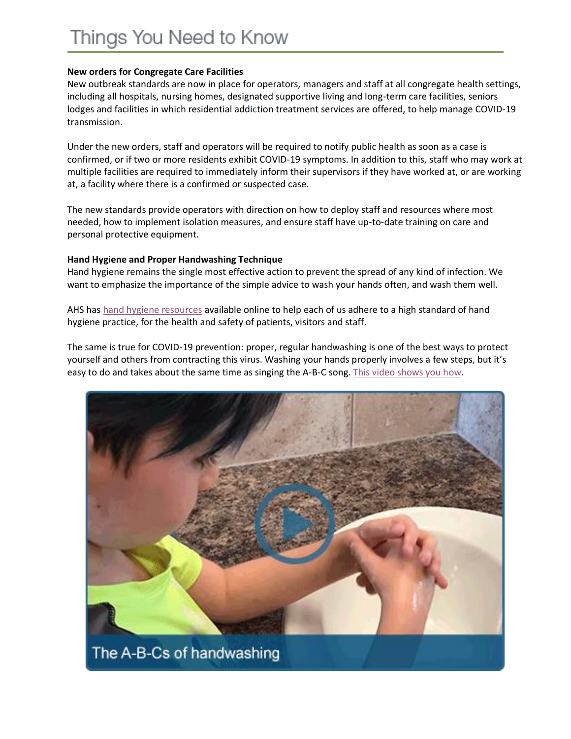# Things You Need to Know

**New orders for Congregate Care Facilities**

New outbreak standards are now in place for operators, managers and staff at all congregate health settings, including all hospitals, nursing homes, designated supportive living and long-term care facilities, seniors lodges and facilities in which residential addiction treatment services are offered, to help manage COVID-19 transmission.

Under the new orders, staff and operators will be required to notify public health as soon as a case is confirmed, or if two or more residents exhibit COVID-19 symptoms. In addition to this, staff who may work at multiple facilities are required to immediately inform their supervisors if they have worked at, or are working at, a facility where there is a confirmed or suspected case.

The new standards provide operators with direction on how to deploy staff and resources where most needed, how to implement isolation measures, and ensure staff have up-to-date training on care and personal protective equipment.

**Hand Hygiene and Proper Handwashing Technique**

Hand hygiene remains the single most effective action to prevent the spread of any kind of infection. We want to emphasize the importance of the simple advice to wash your hands often, and wash them well.

AHS has hand hygiene resources available online to help each of us adhere to a high standard of hand hygiene practice, for the health and safety of patients, visitors and staff.

The same is true for COVID-19 prevention: proper, regular handwashing is one of the best ways to protect yourself and others from contracting this virus. Washing your hands properly involves a few steps, but it's easy to do and takes about the same time as singing the A-B-C song. This video shows you how.

The A-B-Cs of handwashing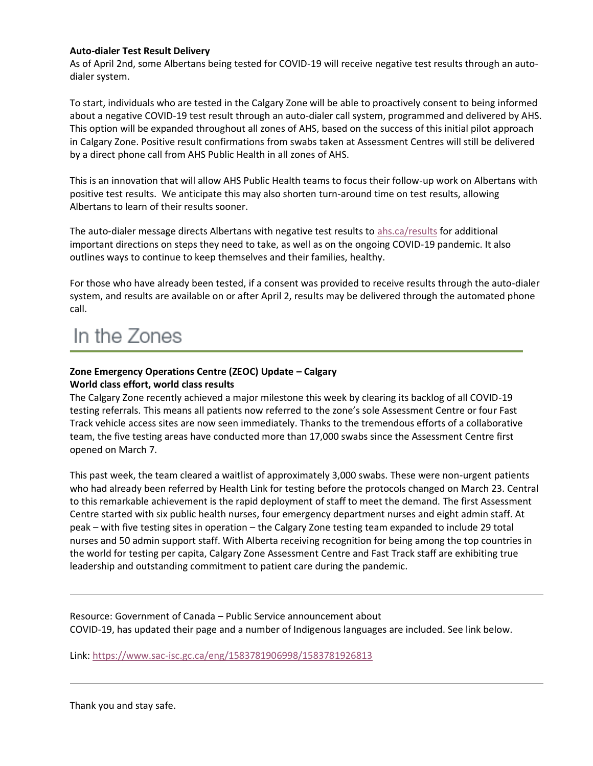**Auto-dialer Test Result Delivery**

As of April 2nd, some Albertans being tested for COVID-19 will receive negative test results through an auto-dialer system.

To start, individuals who are tested in the Calgary Zone will be able to proactively consent to being informed about a negative COVID-19 test result through an auto-dialer call system, programmed and delivered by AHS. This option will be expanded throughout all zones of AHS, based on the success of this initial pilot approach in Calgary Zone. Positive result confirmations from swabs taken at Assessment Centres will still be delivered by a direct phone call from AHS Public Health in all zones of AHS.

This is an innovation that will allow AHS Public Health teams to focus their follow-up work on Albertans with positive test results. We anticipate this may also shorten turn-around time on test results, allowing Albertans to learn of their results sooner.

The auto-dialer message directs Albertans with negative test results to [ahs.ca/results](ahs.ca/results) for additional important directions on steps they need to take, as well as on the ongoing COVID-19 pandemic. It also outlines ways to continue to keep themselves and their families, healthy.

For those who have already been tested, if a consent was provided to receive results through the auto-dialer system, and results are available on or after April 2, results may be delivered through the automated phone call.

# In the Zones

**Zone Emergency Operations Centre (ZEOC) Update – Calgary**
**World class effort, world class results**

The Calgary Zone recently achieved a major milestone this week by clearing its backlog of all COVID-19 testing referrals. This means all patients now referred to the zone's sole Assessment Centre or four Fast Track vehicle access sites are now seen immediately. Thanks to the tremendous efforts of a collaborative team, the five testing areas have conducted more than 17,000 swabs since the Assessment Centre first opened on March 7.

This past week, the team cleared a waitlist of approximately 3,000 swabs. These were non-urgent patients who had already been referred by Health Link for testing before the protocols changed on March 23. Central to this remarkable achievement is the rapid deployment of staff to meet the demand. The first Assessment Centre started with six public health nurses, four emergency department nurses and eight admin staff. At peak – with five testing sites in operation – the Calgary Zone testing team expanded to include 29 total nurses and 50 admin support staff. With Alberta receiving recognition for being among the top countries in the world for testing per capita, Calgary Zone Assessment Centre and Fast Track staff are exhibiting true leadership and outstanding commitment to patient care during the pandemic.

---

Resource: Government of Canada – Public Service announcement about COVID-19, has updated their page and a number of Indigenous languages are included. See link below.

Link: [https://www.sac-isc.gc.ca/eng/1583781906998/1583781926813](https://www.sac-isc.gc.ca/eng/1583781906998/1583781926813)

---

Thank you and stay safe.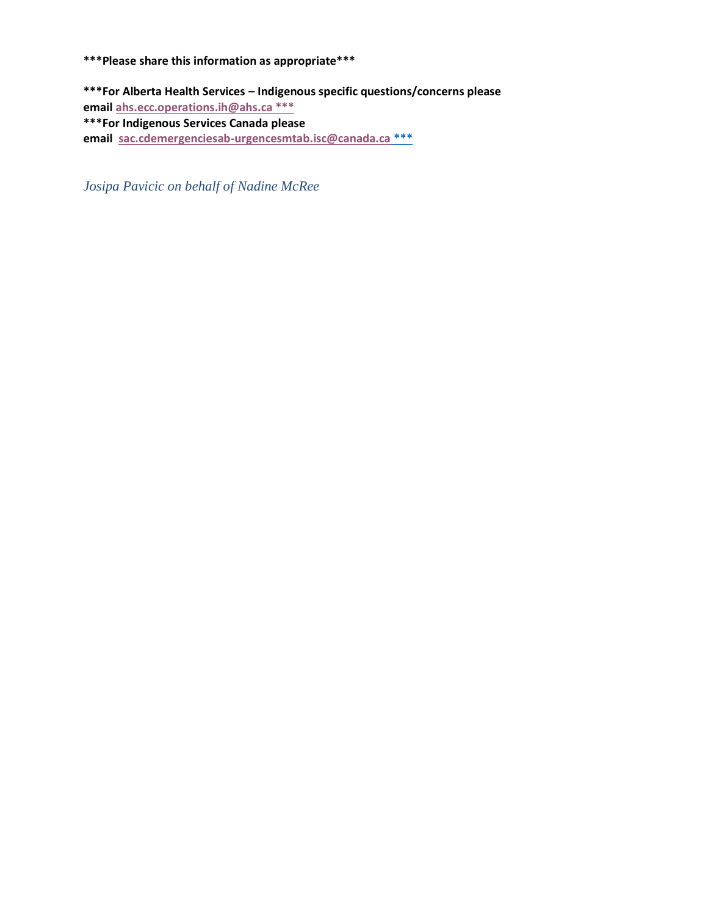**\*\*\*Please share this information as appropriate\*\*\***

**\*\*\*For Alberta Health Services – Indigenous specific questions/concerns please email ahs.ecc.operations.ih@ahs.ca \*\*\***
**\*\*\*For Indigenous Services Canada please email sac.cdemergenciesab-urgencesmtab.isc@canada.ca \*\*\***

*Josipa Pavicic on behalf of Nadine McRee*